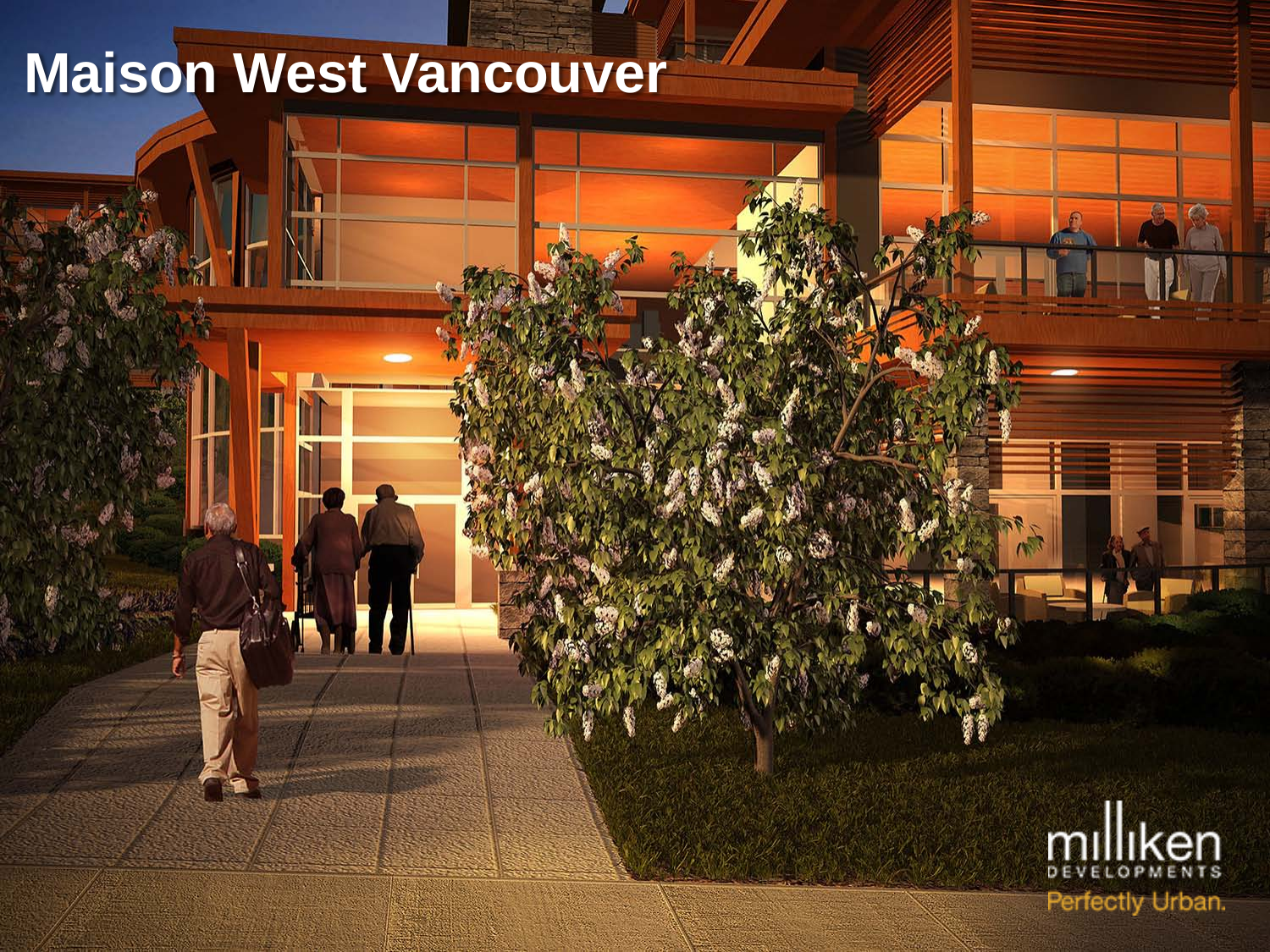# Maison West Vancouver

milliken
DEVELOPMENTS
Perfectly Urban.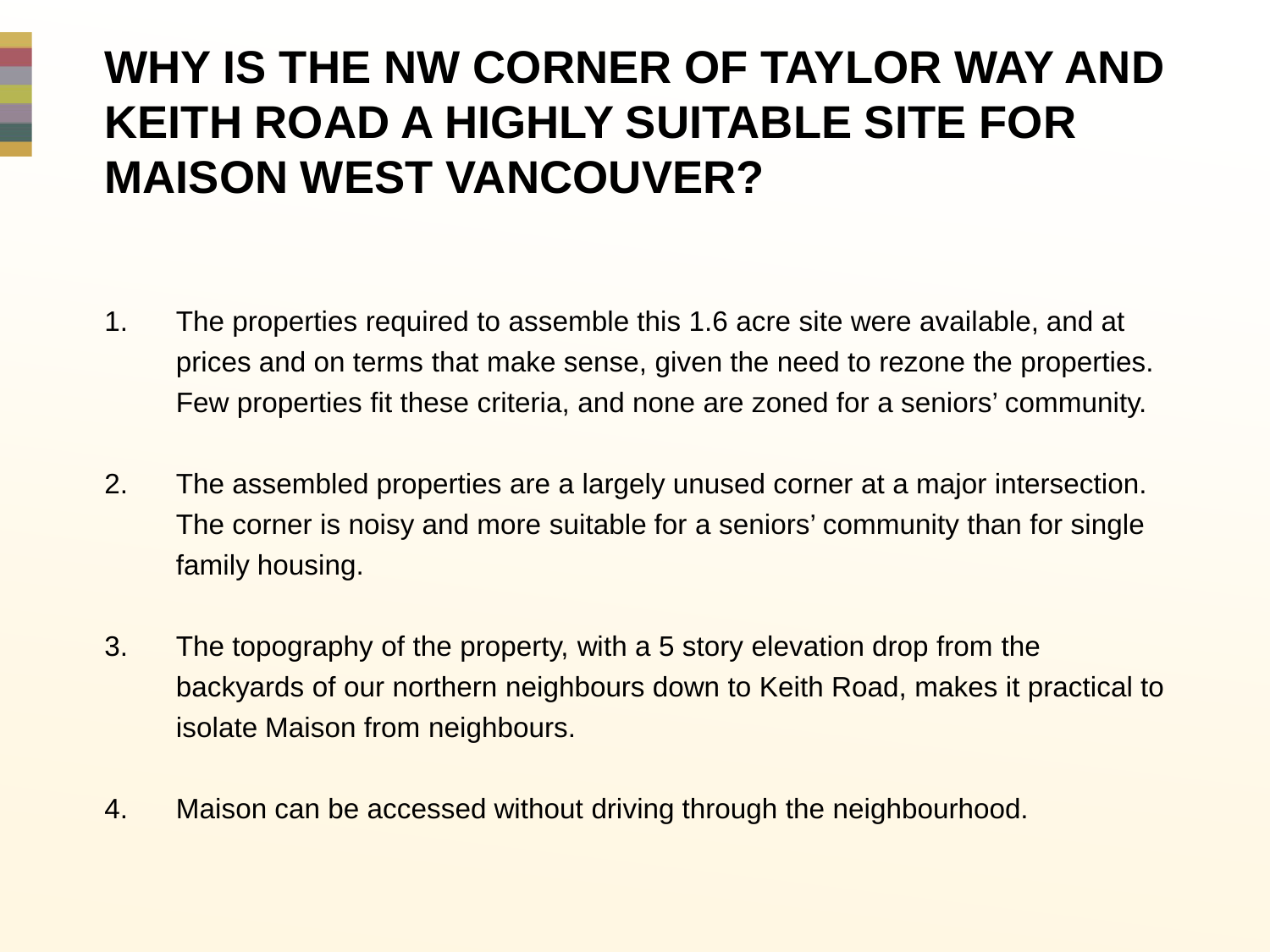# WHY IS THE NW CORNER OF TAYLOR WAY AND KEITH ROAD A HIGHLY SUITABLE SITE FOR MAISON WEST VANCOUVER?

1. The properties required to assemble this 1.6 acre site were available, and at prices and on terms that make sense, given the need to rezone the properties. Few properties fit these criteria, and none are zoned for a seniors' community.

2. The assembled properties are a largely unused corner at a major intersection. The corner is noisy and more suitable for a seniors' community than for single family housing.

3. The topography of the property, with a 5 story elevation drop from the backyards of our northern neighbours down to Keith Road, makes it practical to isolate Maison from neighbours.

4. Maison can be accessed without driving through the neighbourhood.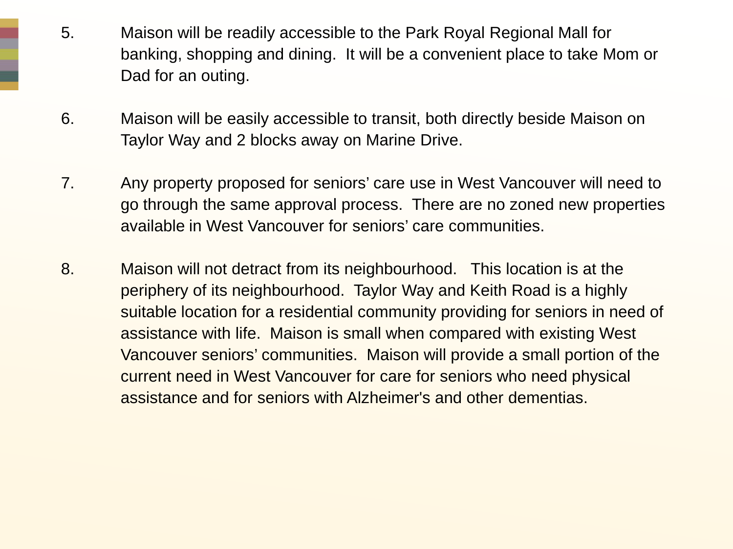5. Maison will be readily accessible to the Park Royal Regional Mall for banking, shopping and dining. It will be a convenient place to take Mom or Dad for an outing.

6. Maison will be easily accessible to transit, both directly beside Maison on Taylor Way and 2 blocks away on Marine Drive.

7. Any property proposed for seniors' care use in West Vancouver will need to go through the same approval process. There are no zoned new properties available in West Vancouver for seniors' care communities.

8. Maison will not detract from its neighbourhood. This location is at the periphery of its neighbourhood. Taylor Way and Keith Road is a highly suitable location for a residential community providing for seniors in need of assistance with life. Maison is small when compared with existing West Vancouver seniors' communities. Maison will provide a small portion of the current need in West Vancouver for care for seniors who need physical assistance and for seniors with Alzheimer's and other dementias.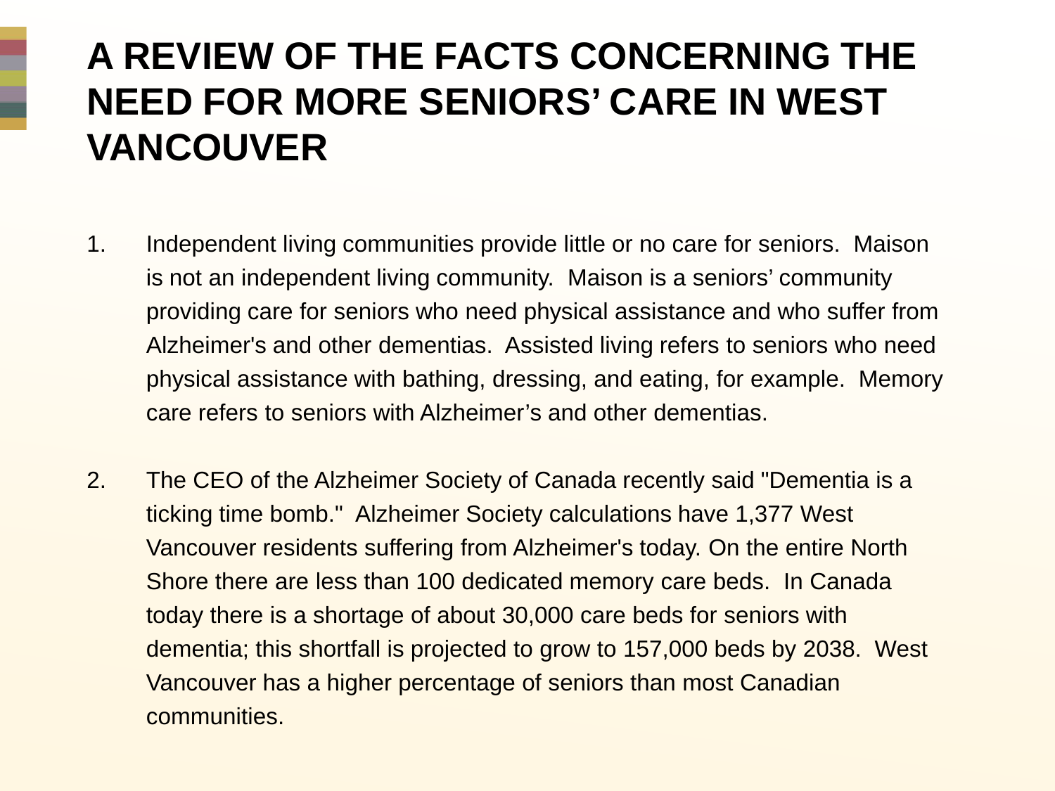# A REVIEW OF THE FACTS CONCERNING THE NEED FOR MORE SENIORS' CARE IN WEST VANCOUVER

1. Independent living communities provide little or no care for seniors. Maison is not an independent living community. Maison is a seniors' community providing care for seniors who need physical assistance and who suffer from Alzheimer's and other dementias. Assisted living refers to seniors who need physical assistance with bathing, dressing, and eating, for example. Memory care refers to seniors with Alzheimer's and other dementias.

2. The CEO of the Alzheimer Society of Canada recently said "Dementia is a ticking time bomb." Alzheimer Society calculations have 1,377 West Vancouver residents suffering from Alzheimer's today. On the entire North Shore there are less than 100 dedicated memory care beds. In Canada today there is a shortage of about 30,000 care beds for seniors with dementia; this shortfall is projected to grow to 157,000 beds by 2038. West Vancouver has a higher percentage of seniors than most Canadian communities.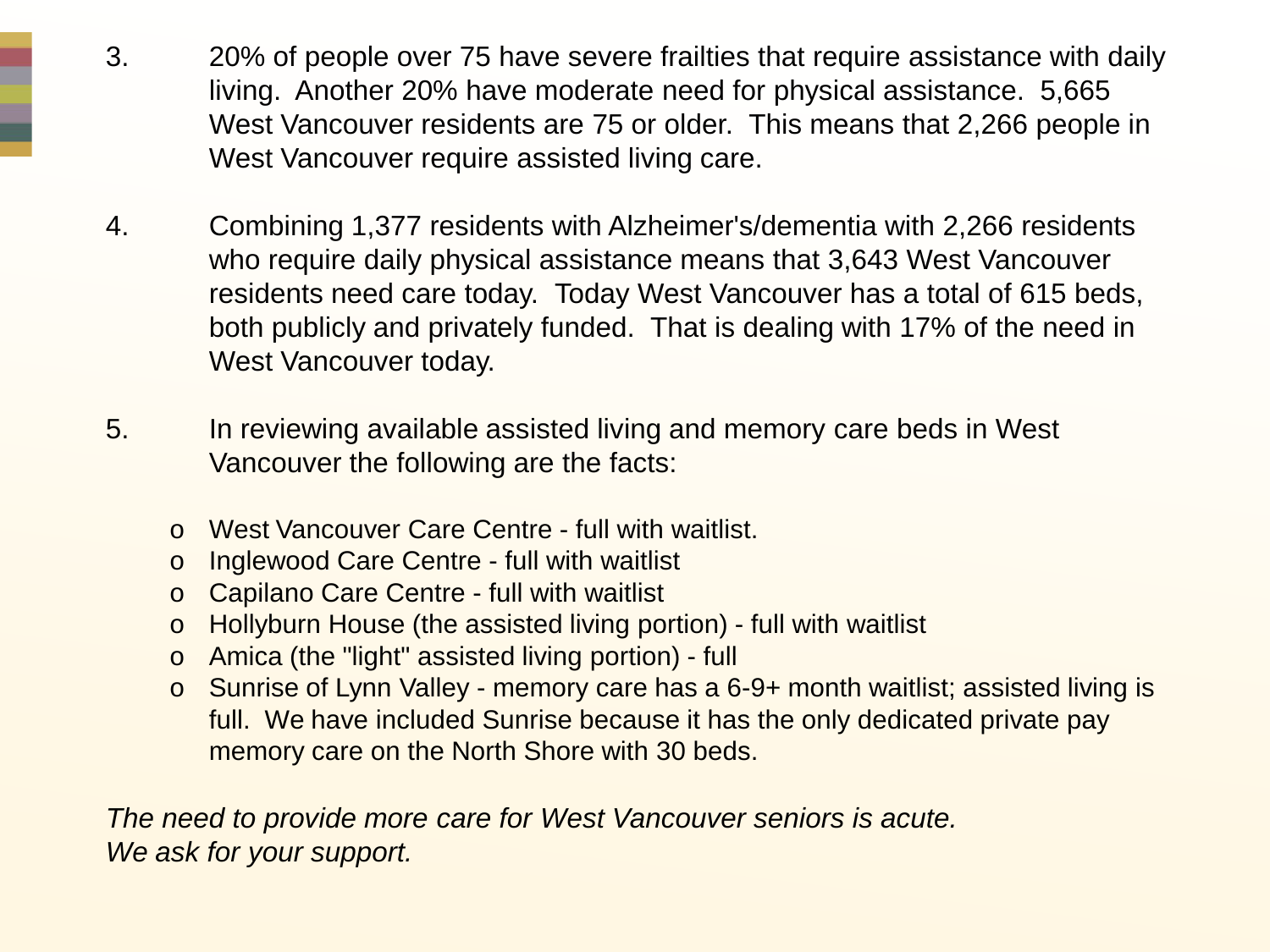3. 20% of people over 75 have severe frailties that require assistance with daily living. Another 20% have moderate need for physical assistance. 5,665 West Vancouver residents are 75 or older. This means that 2,266 people in West Vancouver require assisted living care.

4. Combining 1,377 residents with Alzheimer's/dementia with 2,266 residents who require daily physical assistance means that 3,643 West Vancouver residents need care today. Today West Vancouver has a total of 615 beds, both publicly and privately funded. That is dealing with 17% of the need in West Vancouver today.

5. In reviewing available assisted living and memory care beds in West Vancouver the following are the facts:

   - West Vancouver Care Centre - full with waitlist.
   - Inglewood Care Centre - full with waitlist
   - Capilano Care Centre - full with waitlist
   - Hollyburn House (the assisted living portion) - full with waitlist
   - Amica (the "light" assisted living portion) - full
   - Sunrise of Lynn Valley - memory care has a 6-9+ month waitlist; assisted living is full. We have included Sunrise because it has the only dedicated private pay memory care on the North Shore with 30 beds.

*The need to provide more care for West Vancouver seniors is acute.*
*We ask for your support.*